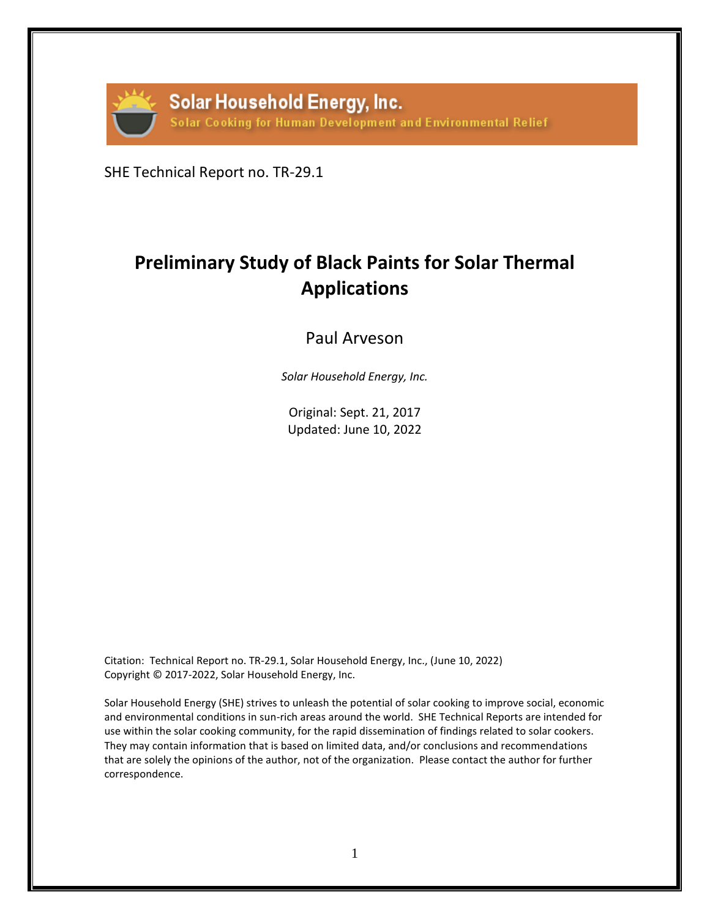Solar Household Energy, Inc.

Solar Cooking for Human Development and Environmental Relief

SHE Technical Report no. TR-29.1

# Preliminary Study of Black Paints for Solar Thermal Applications

Paul Arveson

*Solar Household Energy, Inc.*

Original: Sept. 21, 2017
Updated: June 10, 2022

Citation: Technical Report no. TR-29.1, Solar Household Energy, Inc., (June 10, 2022)
Copyright © 2017-2022, Solar Household Energy, Inc.

Solar Household Energy (SHE) strives to unleash the potential of solar cooking to improve social, economic and environmental conditions in sun-rich areas around the world. SHE Technical Reports are intended for use within the solar cooking community, for the rapid dissemination of findings related to solar cookers. They may contain information that is based on limited data, and/or conclusions and recommendations that are solely the opinions of the author, not of the organization. Please contact the author for further correspondence.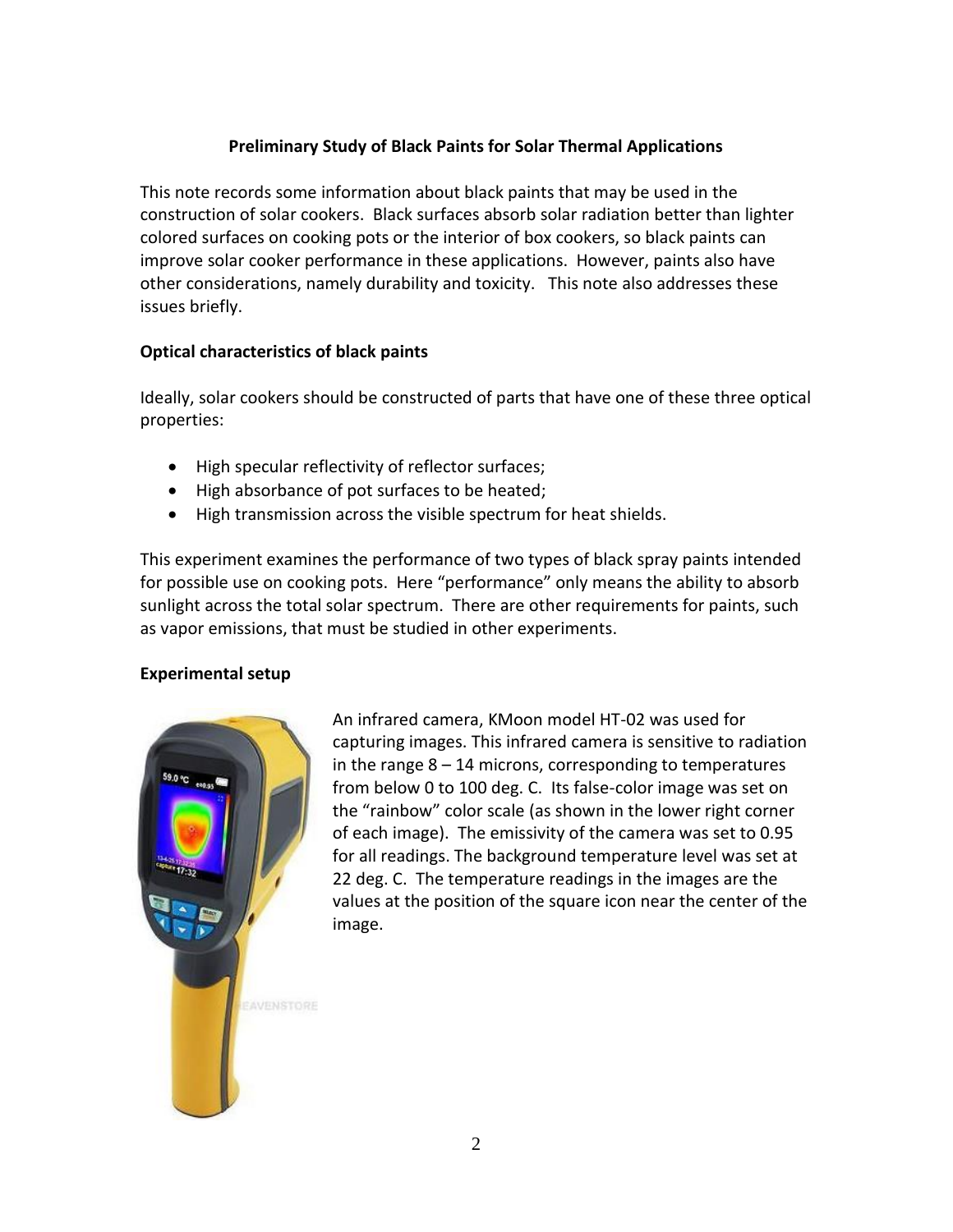**Preliminary Study of Black Paints for Solar Thermal Applications**

This note records some information about black paints that may be used in the construction of solar cookers. Black surfaces absorb solar radiation better than lighter colored surfaces on cooking pots or the interior of box cookers, so black paints can improve solar cooker performance in these applications. However, paints also have other considerations, namely durability and toxicity. This note also addresses these issues briefly.

**Optical characteristics of black paints**

Ideally, solar cookers should be constructed of parts that have one of these three optical properties:

- High specular reflectivity of reflector surfaces;
- High absorbance of pot surfaces to be heated;
- High transmission across the visible spectrum for heat shields.

This experiment examines the performance of two types of black spray paints intended for possible use on cooking pots. Here "performance" only means the ability to absorb sunlight across the total solar spectrum. There are other requirements for paints, such as vapor emissions, that must be studied in other experiments.

**Experimental setup**

An infrared camera, KMoon model HT-02 was used for capturing images. This infrared camera is sensitive to radiation in the range 8 – 14 microns, corresponding to temperatures from below 0 to 100 deg. C. Its false-color image was set on the "rainbow" color scale (as shown in the lower right corner of each image). The emissivity of the camera was set to 0.95 for all readings. The background temperature level was set at 22 deg. C. The temperature readings in the images are the values at the position of the square icon near the center of the image.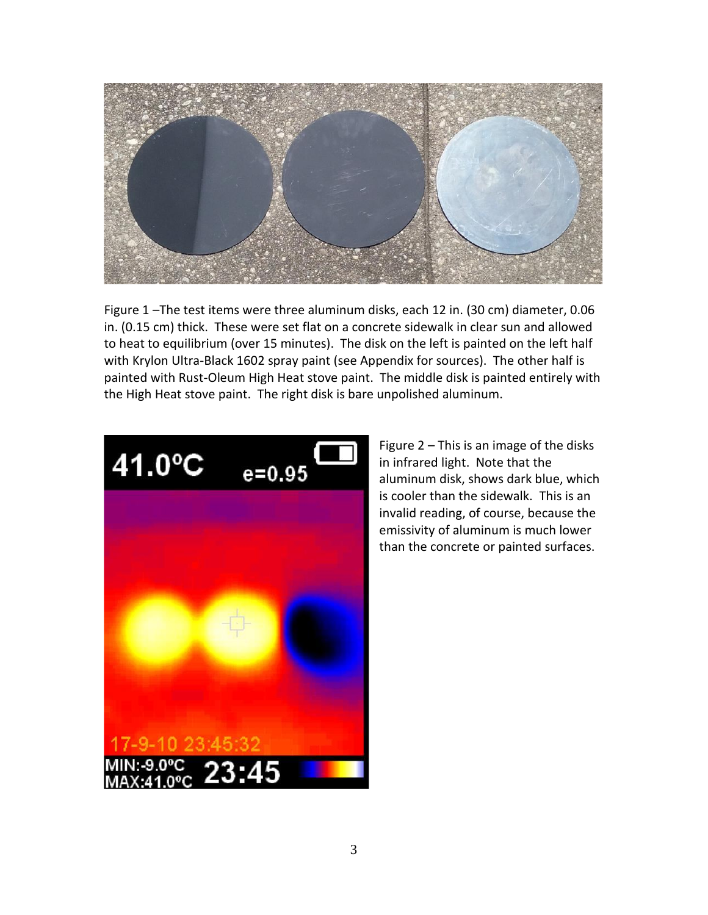Figure 1 –The test items were three aluminum disks, each 12 in. (30 cm) diameter, 0.06 in. (0.15 cm) thick. These were set flat on a concrete sidewalk in clear sun and allowed to heat to equilibrium (over 15 minutes). The disk on the left is painted on the left half with Krylon Ultra-Black 1602 spray paint (see Appendix for sources). The other half is painted with Rust-Oleum High Heat stove paint. The middle disk is painted entirely with the High Heat stove paint. The right disk is bare unpolished aluminum.

Figure 2 – This is an image of the disks in infrared light. Note that the aluminum disk, shows dark blue, which is cooler than the sidewalk. This is an invalid reading, of course, because the emissivity of aluminum is much lower than the concrete or painted surfaces.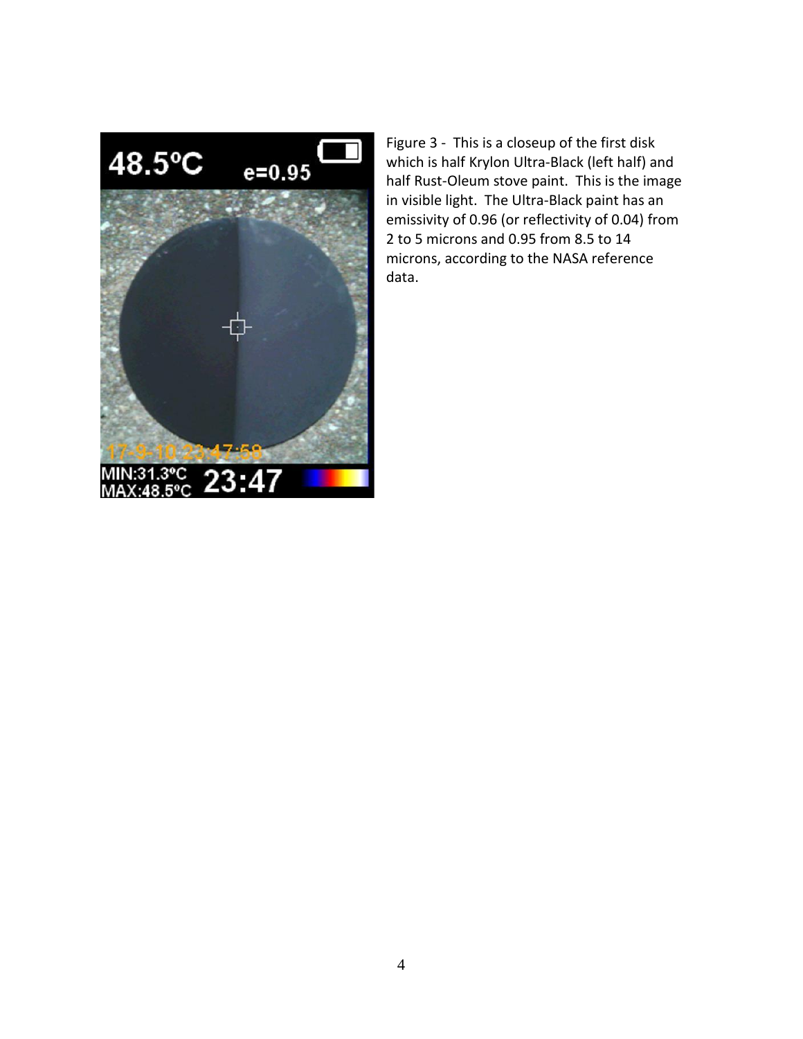Figure 3 - This is a closeup of the first disk which is half Krylon Ultra-Black (left half) and half Rust-Oleum stove paint. This is the image in visible light. The Ultra-Black paint has an emissivity of 0.96 (or reflectivity of 0.04) from 2 to 5 microns and 0.95 from 8.5 to 14 microns, according to the NASA reference data.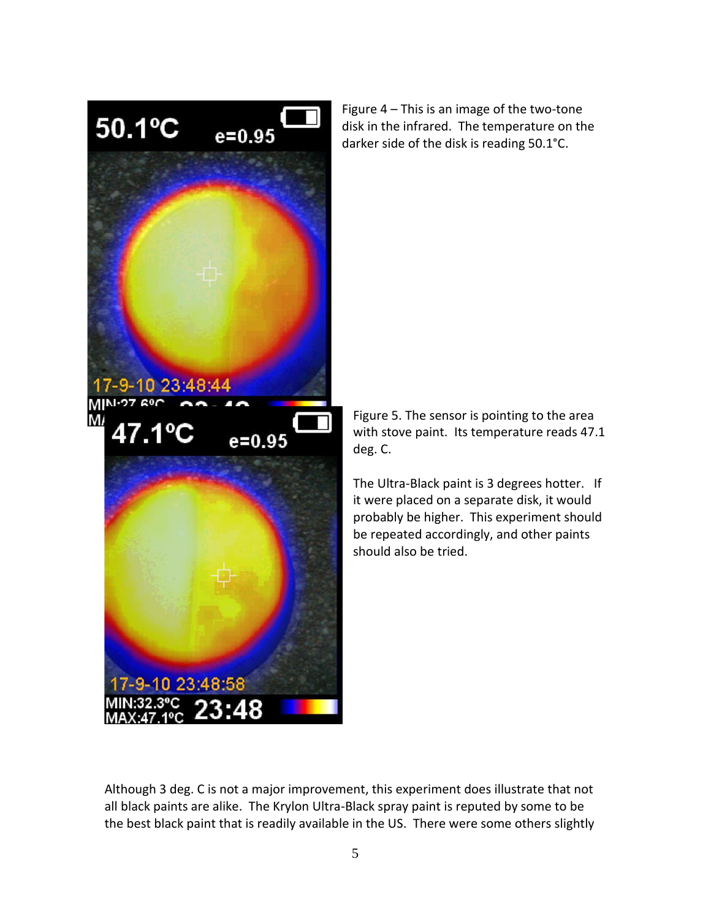Figure 4 – This is an image of the two-tone disk in the infrared. The temperature on the darker side of the disk is reading 50.1°C.

Figure 5. The sensor is pointing to the area with stove paint. Its temperature reads 47.1 deg. C.

The Ultra-Black paint is 3 degrees hotter. If it were placed on a separate disk, it would probably be higher. This experiment should be repeated accordingly, and other paints should also be tried.

Although 3 deg. C is not a major improvement, this experiment does illustrate that not all black paints are alike. The Krylon Ultra-Black spray paint is reputed by some to be the best black paint that is readily available in the US. There were some others slightly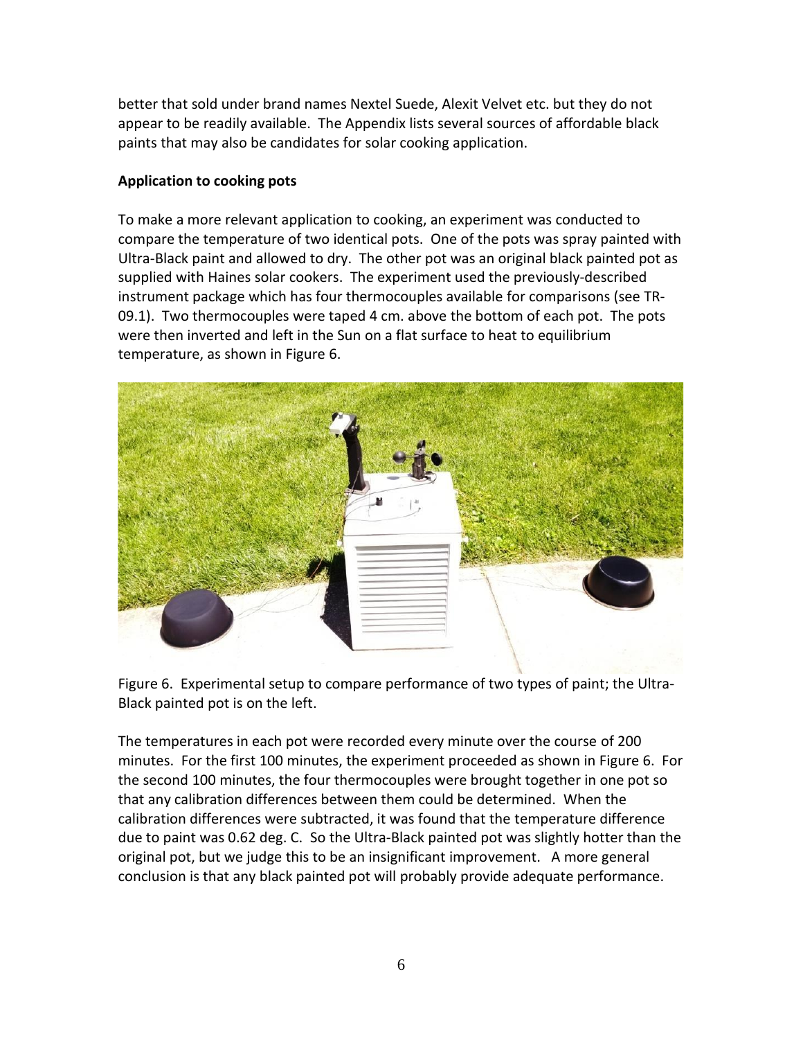better that sold under brand names Nextel Suede, Alexit Velvet etc. but they do not appear to be readily available. The Appendix lists several sources of affordable black paints that may also be candidates for solar cooking application.

**Application to cooking pots**

To make a more relevant application to cooking, an experiment was conducted to compare the temperature of two identical pots. One of the pots was spray painted with Ultra-Black paint and allowed to dry. The other pot was an original black painted pot as supplied with Haines solar cookers. The experiment used the previously-described instrument package which has four thermocouples available for comparisons (see TR-09.1). Two thermocouples were taped 4 cm. above the bottom of each pot. The pots were then inverted and left in the Sun on a flat surface to heat to equilibrium temperature, as shown in Figure 6.

Figure 6. Experimental setup to compare performance of two types of paint; the Ultra-Black painted pot is on the left.

The temperatures in each pot were recorded every minute over the course of 200 minutes. For the first 100 minutes, the experiment proceeded as shown in Figure 6. For the second 100 minutes, the four thermocouples were brought together in one pot so that any calibration differences between them could be determined. When the calibration differences were subtracted, it was found that the temperature difference due to paint was 0.62 deg. C. So the Ultra-Black painted pot was slightly hotter than the original pot, but we judge this to be an insignificant improvement. A more general conclusion is that any black painted pot will probably provide adequate performance.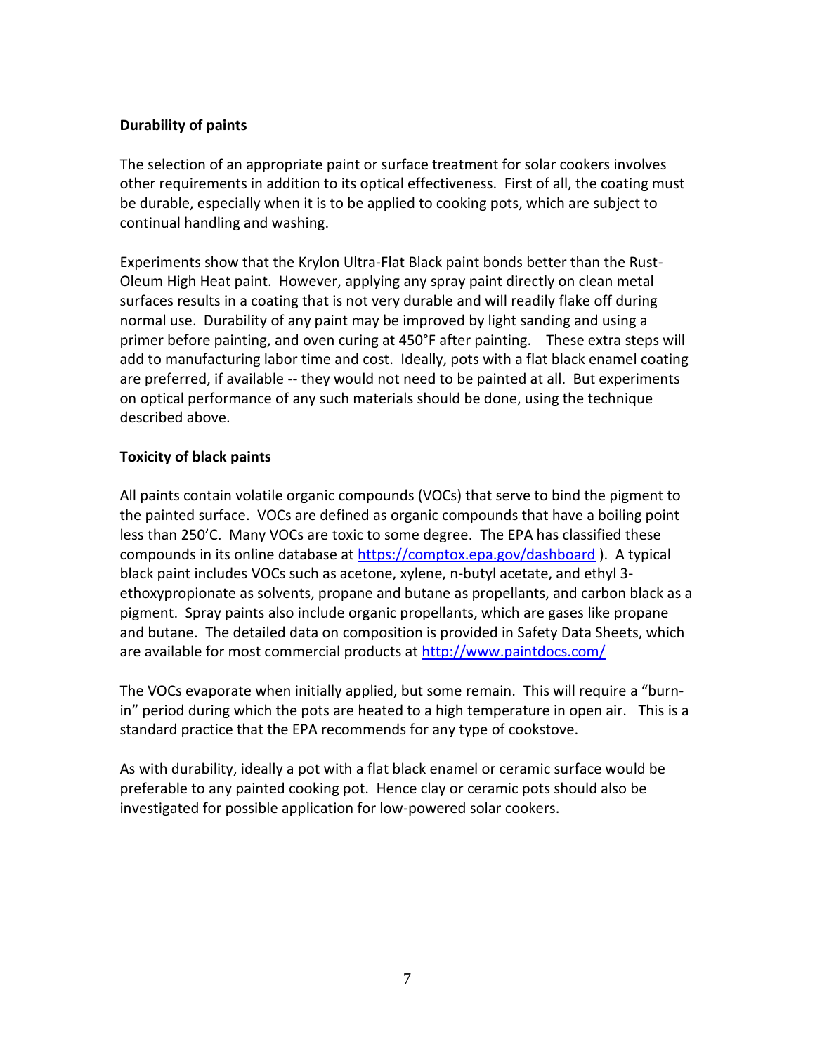**Durability of paints**

The selection of an appropriate paint or surface treatment for solar cookers involves other requirements in addition to its optical effectiveness. First of all, the coating must be durable, especially when it is to be applied to cooking pots, which are subject to continual handling and washing.

Experiments show that the Krylon Ultra-Flat Black paint bonds better than the Rust-Oleum High Heat paint. However, applying any spray paint directly on clean metal surfaces results in a coating that is not very durable and will readily flake off during normal use. Durability of any paint may be improved by light sanding and using a primer before painting, and oven curing at 450°F after painting. These extra steps will add to manufacturing labor time and cost. Ideally, pots with a flat black enamel coating are preferred, if available -- they would not need to be painted at all. But experiments on optical performance of any such materials should be done, using the technique described above.

**Toxicity of black paints**

All paints contain volatile organic compounds (VOCs) that serve to bind the pigment to the painted surface. VOCs are defined as organic compounds that have a boiling point less than 250'C. Many VOCs are toxic to some degree. The EPA has classified these compounds in its online database at [https://comptox.epa.gov/dashboard](https://comptox.epa.gov/dashboard) ). A typical black paint includes VOCs such as acetone, xylene, n-butyl acetate, and ethyl 3-ethoxypropionate as solvents, propane and butane as propellants, and carbon black as a pigment. Spray paints also include organic propellants, which are gases like propane and butane. The detailed data on composition is provided in Safety Data Sheets, which are available for most commercial products at [http://www.paintdocs.com/](http://www.paintdocs.com/)

The VOCs evaporate when initially applied, but some remain. This will require a "burn-in" period during which the pots are heated to a high temperature in open air. This is a standard practice that the EPA recommends for any type of cookstove.

As with durability, ideally a pot with a flat black enamel or ceramic surface would be preferable to any painted cooking pot. Hence clay or ceramic pots should also be investigated for possible application for low-powered solar cookers.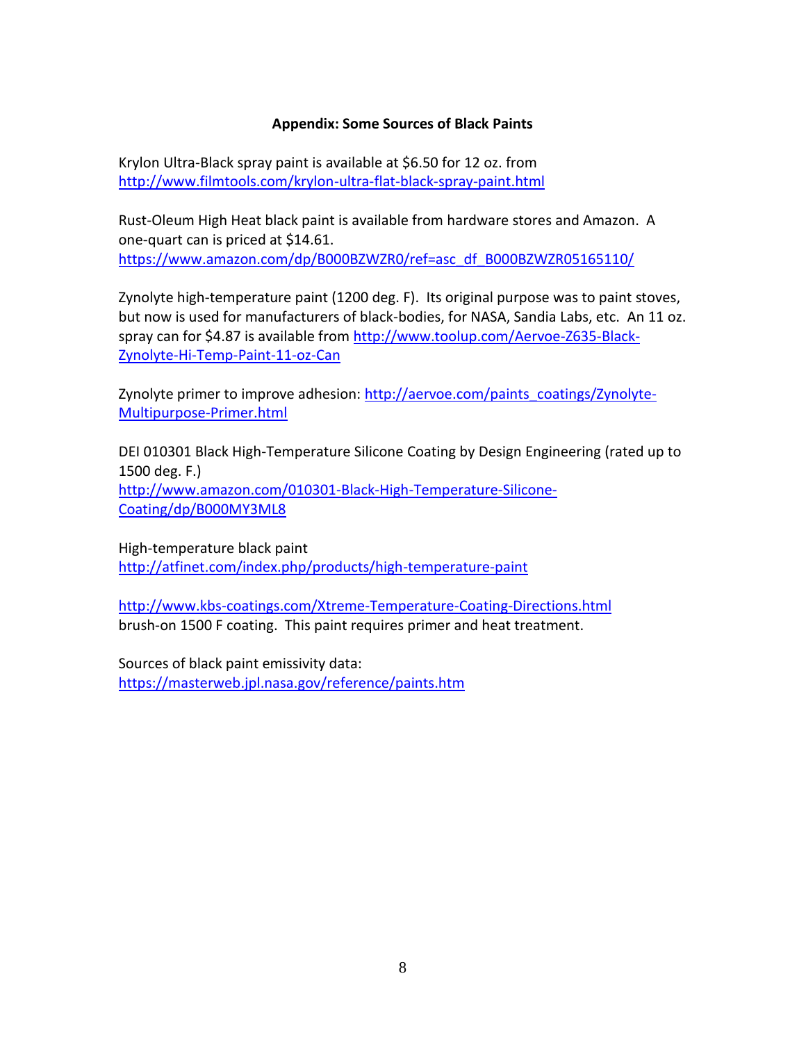## Appendix: Some Sources of Black Paints

Krylon Ultra-Black spray paint is available at $6.50 for 12 oz. from http://www.filmtools.com/krylon-ultra-flat-black-spray-paint.html

Rust-Oleum High Heat black paint is available from hardware stores and Amazon. A one-quart can is priced at $14.61.
https://www.amazon.com/dp/B000BZWZR0/ref=asc_df_B000BZWZR05165110/

Zynolyte high-temperature paint (1200 deg. F). Its original purpose was to paint stoves, but now is used for manufacturers of black-bodies, for NASA, Sandia Labs, etc. An 11 oz. spray can for $4.87 is available from http://www.toolup.com/Aervoe-Z635-Black-Zynolyte-Hi-Temp-Paint-11-oz-Can

Zynolyte primer to improve adhesion: http://aervoe.com/paints_coatings/Zynolyte-Multipurpose-Primer.html

DEI 010301 Black High-Temperature Silicone Coating by Design Engineering (rated up to 1500 deg. F.)
http://www.amazon.com/010301-Black-High-Temperature-Silicone-Coating/dp/B000MY3ML8

High-temperature black paint
http://atfinet.com/index.php/products/high-temperature-paint

http://www.kbs-coatings.com/Xtreme-Temperature-Coating-Directions.html brush-on 1500 F coating. This paint requires primer and heat treatment.

Sources of black paint emissivity data:
https://masterweb.jpl.nasa.gov/reference/paints.htm